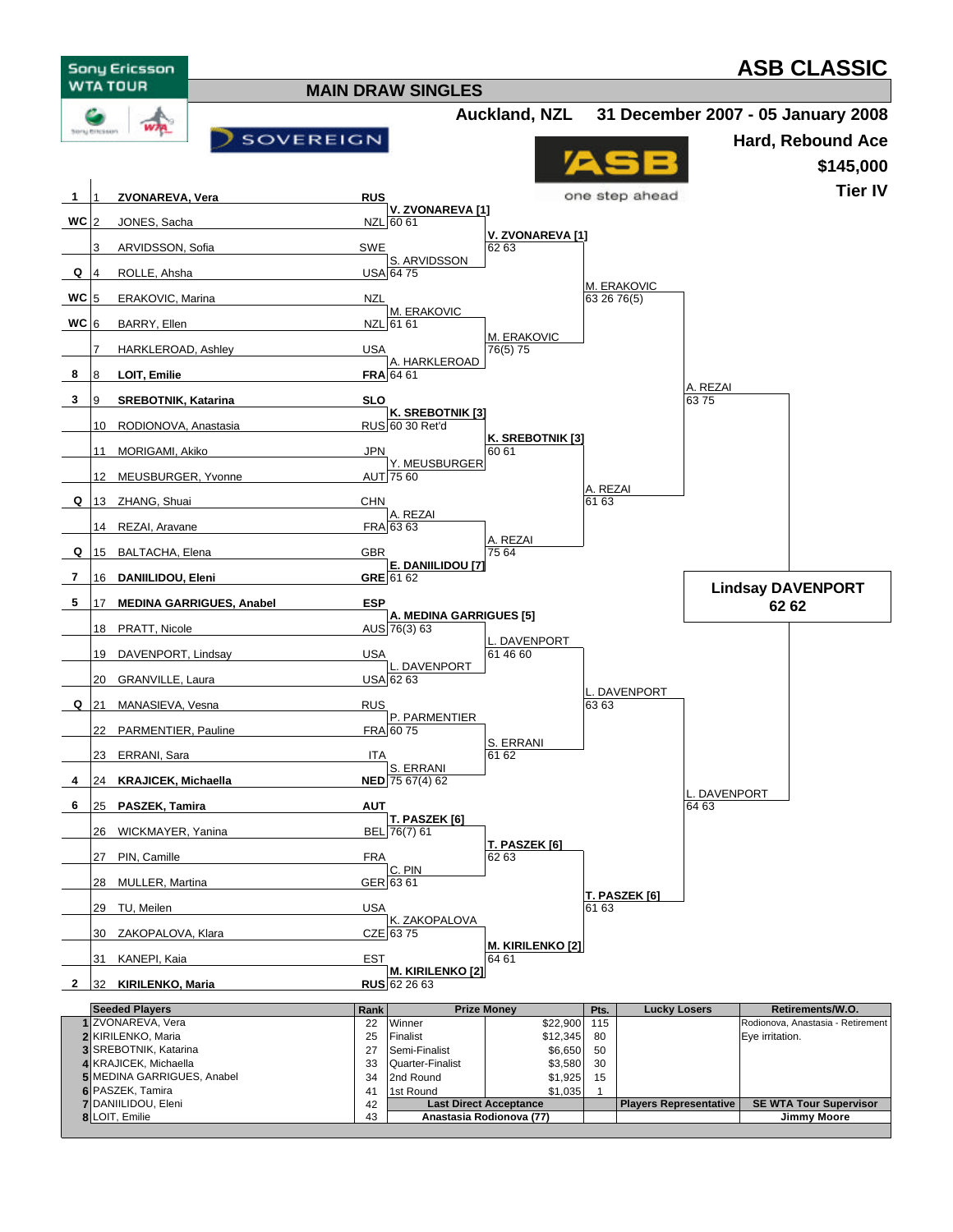# ASB CLASSIC

Sony Ericsson WTA TOUR

## MAIN DRAW SINGLES

**Auckland, NZL** — **31 December 2007 - 05 January 2008**

**Hard, Rebound Ace**

**$145,000**

**Tier IV**

SOVEREIGN

ASB one step ahead

| Seed | # | Player | Nat | 1st Round | 2nd Round | Quarterfinals | Semifinals | Final |
|---|---|---|---|---|---|---|---|---|
| 1 | 1 | **ZVONAREVA, Vera** | **RUS** | | | | | |
| WC | 2 | JONES, Sacha | NZL | **V. ZVONAREVA [1]** 60 61 | | | | |
| | 3 | ARVIDSSON, Sofia | SWE | | **V. ZVONAREVA [1]** 62 63 | | | |
| Q | 4 | ROLLE, Ahsha | USA | S. ARVIDSSON 64 75 | | | | |
| WC | 5 | ERAKOVIC, Marina | NZL | | | M. ERAKOVIC 63 26 76(5) | | |
| WC | 6 | BARRY, Ellen | NZL | M. ERAKOVIC 61 61 | | | | |
| | 7 | HARKLEROAD, Ashley | USA | | M. ERAKOVIC 76(5) 75 | | | |
| 8 | 8 | **LOIT, Emilie** | **FRA** | A. HARKLEROAD 64 61 | | | | |
| 3 | 9 | **SREBOTNIK, Katarina** | **SLO** | | | | A. REZAI 63 75 | |
| | 10 | RODIONOVA, Anastasia | RUS | **K. SREBOTNIK [3]** 60 30 Ret'd | | | | |
| | 11 | MORIGAMI, Akiko | JPN | | **K. SREBOTNIK [3]** 60 61 | | | |
| | 12 | MEUSBURGER, Yvonne | AUT | Y. MEUSBURGER 75 60 | | | | |
| Q | 13 | ZHANG, Shuai | CHN | | | A. REZAI 61 63 | | |
| | 14 | REZAI, Aravane | FRA | A. REZAI 63 63 | | | | |
| Q | 15 | BALTACHA, Elena | GBR | | A. REZAI 75 64 | | | |
| 7 | 16 | **DANIILIDOU, Eleni** | **GRE** | **E. DANIILIDOU [7]** 61 62 | | | | **Lindsay DAVENPORT 62 62** |
| 5 | 17 | **MEDINA GARRIGUES, Anabel** | **ESP** | | | | | |
| | 18 | PRATT, Nicole | AUS | **A. MEDINA GARRIGUES [5]** 76(3) 63 | | | | |
| | 19 | DAVENPORT, Lindsay | USA | | L. DAVENPORT 61 46 60 | | | |
| | 20 | GRANVILLE, Laura | USA | L. DAVENPORT 62 63 | | | | |
| Q | 21 | MANASIEVA, Vesna | RUS | | | L. DAVENPORT 63 63 | | |
| | 22 | PARMENTIER, Pauline | FRA | P. PARMENTIER 60 75 | | | | |
| | 23 | ERRANI, Sara | ITA | | S. ERRANI 61 62 | | | |
| 4 | 24 | **KRAJICEK, Michaella** | **NED** | S. ERRANI 75 67(4) 62 | | | | |
| 6 | 25 | **PASZEK, Tamira** | **AUT** | | | | L. DAVENPORT 64 63 | |
| | 26 | WICKMAYER, Yanina | BEL | **T. PASZEK [6]** 76(7) 61 | | | | |
| | 27 | PIN, Camille | FRA | | **T. PASZEK [6]** 62 63 | | | |
| | 28 | MULLER, Martina | GER | C. PIN 63 61 | | | | |
| | 29 | TU, Meilen | USA | | | **T. PASZEK [6]** 61 63 | | |
| | 30 | ZAKOPALOVA, Klara | CZE | K. ZAKOPALOVA 63 75 | | | | |
| | 31 | KANEPI, Kaia | EST | | **M. KIRILENKO [2]** 64 61 | | | |
| 2 | 32 | **KIRILENKO, Maria** | **RUS** | **M. KIRILENKO [2]** 62 26 63 | | | | |

| | Seeded Players | Rank | Prize Money | | Pts. | Lucky Losers | Retirements/W.O. |
|---|---|---|---|---|---|---|---|
| 1 | ZVONAREVA, Vera | 22 | Winner | $22,900 | 115 | | Rodionova, Anastasia - Retirement |
| 2 | KIRILENKO, Maria | 25 | Finalist | $12,345 | 80 | | Eye irritation. |
| 3 | SREBOTNIK, Katarina | 27 | Semi-Finalist | $6,650 | 50 | | |
| 4 | KRAJICEK, Michaella | 33 | Quarter-Finalist | $3,580 | 30 | | |
| 5 | MEDINA GARRIGUES, Anabel | 34 | 2nd Round | $1,925 | 15 | | |
| 6 | PASZEK, Tamira | 41 | 1st Round | $1,035 | 1 | | |
| 7 | DANIILIDOU, Eleni | 42 | **Last Direct Acceptance** | | | **Players Representative** | **SE WTA Tour Supervisor** |
| 8 | LOIT, Emilie | 43 | **Anastasia Rodionova (77)** | | | | **Jimmy Moore** |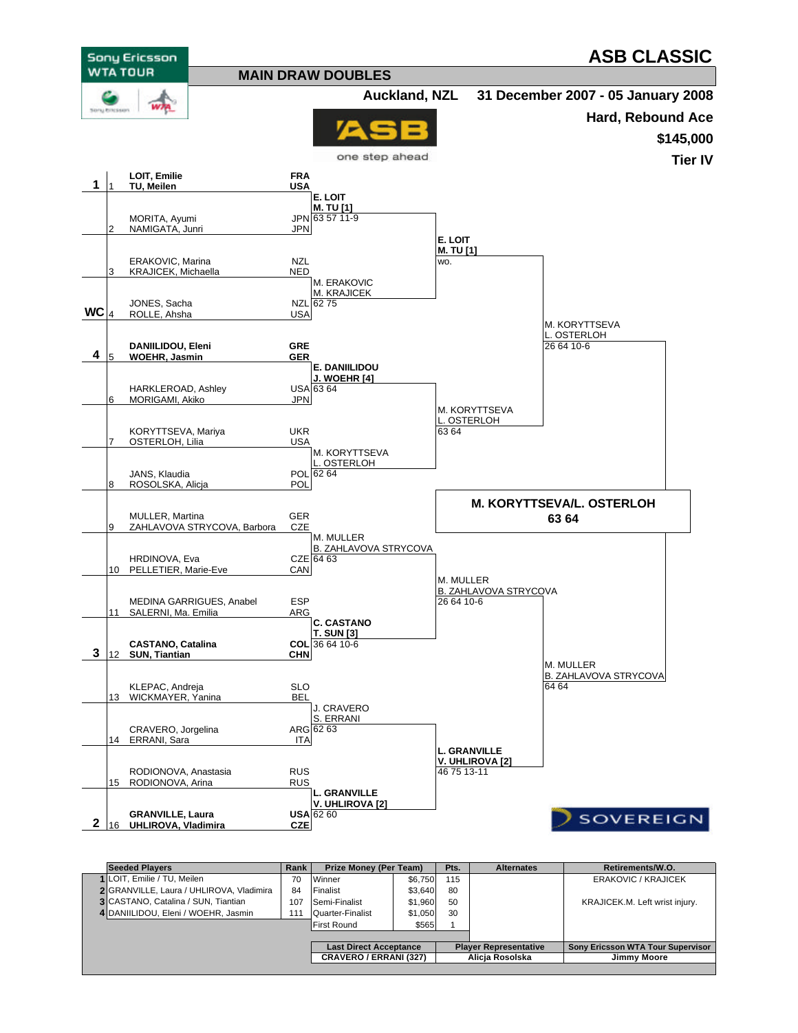# ASB CLASSIC

Sony Ericsson WTA TOUR

## MAIN DRAW DOUBLES

**Auckland, NZL** | **31 December 2007 - 05 January 2008**

**Hard, Rebound Ace**

**$145,000**

**Tier IV**

ASB one step ahead

### First Round

| Seed | # | Players | Country |
|---|---|---|---|
| 1 | 1 | **LOIT, Emilie** / **TU, Meilen** | **FRA** / **USA** |
| | 2 | MORITA, Ayumi / NAMIGATA, Junri | JPN / JPN |
| | 3 | ERAKOVIC, Marina / KRAJICEK, Michaella | NZL / NED |
| WC | 4 | JONES, Sacha / ROLLE, Ahsha | NZL / USA |
| 4 | 5 | **DANIILIDOU, Eleni** / **WOEHR, Jasmin** | **GRE** / **GER** |
| | 6 | HARKLEROAD, Ashley / MORIGAMI, Akiko | USA / JPN |
| | 7 | KORYTTSEVA, Mariya / OSTERLOH, Lilia | UKR / USA |
| | 8 | JANS, Klaudia / ROSOLSKA, Alicja | POL / POL |
| | 9 | MULLER, Martina / ZAHLAVOVA STRYCOVA, Barbora | GER / CZE |
| | 10 | HRDINOVA, Eva / PELLETIER, Marie-Eve | CZE / CAN |
| | 11 | MEDINA GARRIGUES, Anabel / SALERNI, Ma. Emilia | ESP / ARG |
| 3 | 12 | **CASTANO, Catalina** / **SUN, Tiantian** | **COL** / **CHN** |
| | 13 | KLEPAC, Andreja / WICKMAYER, Yanina | SLO / BEL |
| | 14 | CRAVERO, Jorgelina / ERRANI, Sara | ARG / ITA |
| | 15 | RODIONOVA, Anastasia / RODIONOVA, Arina | RUS / RUS |
| 2 | 16 | **GRANVILLE, Laura** / **UHLIROVA, Vladimira** | **USA** / **CZE** |

### Second Round

| Winners | Score |
|---|---|
| **E. LOIT / M. TU [1]** | 63 57 11-9 |
| M. ERAKOVIC / M. KRAJICEK | 62 75 |
| **E. DANIILIDOU / J. WOEHR [4]** | 63 64 |
| M. KORYTTSEVA / L. OSTERLOH | 62 64 |
| M. MULLER / B. ZAHLAVOVA STRYCOVA | 64 63 |
| **C. CASTANO / T. SUN [3]** | 36 64 10-6 |
| J. CRAVERO / S. ERRANI | 62 63 |
| **L. GRANVILLE / V. UHLIROVA [2]** | 62 60 |

### Quarterfinals

| Winners | Score |
|---|---|
| **E. LOIT / M. TU [1]** | wo. |
| M. KORYTTSEVA / L. OSTERLOH | 63 64 |
| M. MULLER / B. ZAHLAVOVA STRYCOVA | 26 64 10-6 |
| **L. GRANVILLE / V. UHLIROVA [2]** | 46 75 13-11 |

### Semifinals

| Winners | Score |
|---|---|
| M. KORYTTSEVA / L. OSTERLOH | 26 64 10-6 |
| M. MULLER / B. ZAHLAVOVA STRYCOVA | 64 64 |

### Final

**M. KORYTTSEVA/L. OSTERLOH**
**63 64**

SOVEREIGN

| | Seeded Players | Rank | Prize Money (Per Team) | | Pts. | Alternates | Retirements/W.O. |
|---|---|---|---|---|---|---|---|
| 1 | LOIT, Emilie / TU, Meilen | 70 | Winner | $6,750 | 115 | | ERAKOVIC / KRAJICEK |
| 2 | GRANVILLE, Laura / UHLIROVA, Vladimira | 84 | Finalist | $3,640 | 80 | | |
| 3 | CASTANO, Catalina / SUN, Tiantian | 107 | Semi-Finalist | $1,960 | 50 | | KRAJICEK.M. Left wrist injury. |
| 4 | DANIILIDOU, Eleni / WOEHR, Jasmin | 111 | Quarter-Finalist | $1,050 | 30 | | |
| | | | First Round | $565 | 1 | | |

| Last Direct Acceptance | Player Representative | Sony Ericsson WTA Tour Supervisor |
|---|---|---|
| CRAVERO / ERRANI (327) | Alicja Rosolska | Jimmy Moore |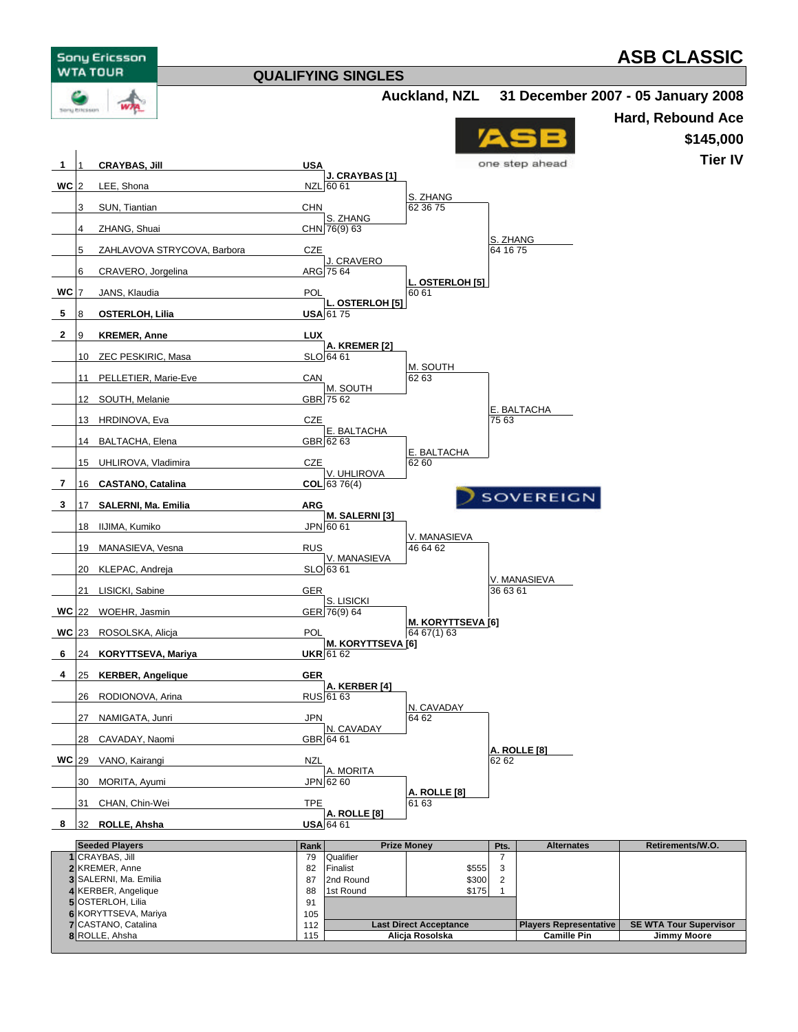# ASB CLASSIC

Sony Ericsson WTA TOUR

## QUALIFYING SINGLES

**Auckland, NZL** **31 December 2007 - 05 January 2008**

**Hard, Rebound Ace**

**$145,000**

**Tier IV**

ASB one step ahead

| Seed | No. | Player | Nat. | Round 1 | Round 2 | Qualifying Final |
|---|---|---|---|---|---|---|
| 1 | 1 | **CRAYBAS, Jill** | **USA** | | | |
| | | | | **J. CRAYBAS [1]** 60 61 | | |
| WC | 2 | LEE, Shona | NZL | | | |
| | | | | | S. ZHANG 62 36 75 | |
| | 3 | SUN, Tiantian | CHN | | | |
| | | | | S. ZHANG 76(9) 63 | | |
| | 4 | ZHANG, Shuai | CHN | | | |
| | | | | | | S. ZHANG 64 16 75 |
| | 5 | ZAHLAVOVA STRYCOVA, Barbora | CZE | | | |
| | | | | J. CRAVERO 75 64 | | |
| | 6 | CRAVERO, Jorgelina | ARG | | | |
| | | | | | **L. OSTERLOH [5]** 60 61 | |
| WC | 7 | JANS, Klaudia | POL | | | |
| | | | | **L. OSTERLOH [5]** 61 75 | | |
| 5 | 8 | **OSTERLOH, Lilia** | **USA** | | | |
| 2 | 9 | **KREMER, Anne** | **LUX** | | | |
| | | | | **A. KREMER [2]** 64 61 | | |
| | 10 | ZEC PESKIRIC, Masa | SLO | | | |
| | | | | | M. SOUTH 62 63 | |
| | 11 | PELLETIER, Marie-Eve | CAN | | | |
| | | | | M. SOUTH 75 62 | | |
| | 12 | SOUTH, Melanie | GBR | | | |
| | | | | | | E. BALTACHA 75 63 |
| | 13 | HRDINOVA, Eva | CZE | | | |
| | | | | E. BALTACHA 62 63 | | |
| | 14 | BALTACHA, Elena | GBR | | | |
| | | | | | E. BALTACHA 62 60 | |
| | 15 | UHLIROVA, Vladimira | CZE | | | |
| | | | | V. UHLIROVA 63 76(4) | | |
| 7 | 16 | **CASTANO, Catalina** | **COL** | | | |
| 3 | 17 | **SALERNI, Ma. Emilia** | **ARG** | | | |
| | | | | **M. SALERNI [3]** 60 61 | | |
| | 18 | IIJIMA, Kumiko | JPN | | | |
| | | | | | V. MANASIEVA 46 64 62 | |
| | 19 | MANASIEVA, Vesna | RUS | | | |
| | | | | V. MANASIEVA 63 61 | | |
| | 20 | KLEPAC, Andreja | SLO | | | |
| | | | | | | V. MANASIEVA 36 63 61 |
| | 21 | LISICKI, Sabine | GER | | | |
| | | | | S. LISICKI 76(9) 64 | | |
| WC | 22 | WOEHR, Jasmin | GER | | | |
| | | | | | **M. KORYTTSEVA [6]** 64 67(1) 63 | |
| WC | 23 | ROSOLSKA, Alicja | POL | | | |
| | | | | **M. KORYTTSEVA [6]** 61 62 | | |
| 6 | 24 | **KORYTTSEVA, Mariya** | **UKR** | | | |
| 4 | 25 | **KERBER, Angelique** | **GER** | | | |
| | | | | **A. KERBER [4]** 61 63 | | |
| | 26 | RODIONOVA, Arina | RUS | | | |
| | | | | | N. CAVADAY 64 62 | |
| | 27 | NAMIGATA, Junri | JPN | | | |
| | | | | N. CAVADAY 64 61 | | |
| | 28 | CAVADAY, Naomi | GBR | | | |
| | | | | | | **A. ROLLE [8]** 62 62 |
| WC | 29 | VANO, Kairangi | NZL | | | |
| | | | | A. MORITA 62 60 | | |
| | 30 | MORITA, Ayumi | JPN | | | |
| | | | | | **A. ROLLE [8]** 61 63 | |
| | 31 | CHAN, Chin-Wei | TPE | | | |
| | | | | **A. ROLLE [8]** 64 61 | | |
| 8 | 32 | **ROLLE, Ahsha** | **USA** | | | |

SOVEREIGN

| | Seeded Players | Rank | Prize Money | | Pts. | Alternates | Retirements/W.O. |
|---|---|---|---|---|---|---|---|
| 1 | CRAYBAS, Jill | 79 | Qualifier | | 7 | | |
| 2 | KREMER, Anne | 82 | Finalist | $555 | 3 | | |
| 3 | SALERNI, Ma. Emilia | 87 | 2nd Round | $300 | 2 | | |
| 4 | KERBER, Angelique | 88 | 1st Round | $175 | 1 | | |
| 5 | OSTERLOH, Lilia | 91 | | | | | |
| 6 | KORYTTSEVA, Mariya | 105 | | | | | |
| 7 | CASTANO, Catalina | 112 | **Last Direct Acceptance** | | | **Players Representative** | **SE WTA Tour Supervisor** |
| 8 | ROLLE, Ahsha | 115 | **Alicja Rosolska** | | | **Camille Pin** | **Jimmy Moore** |